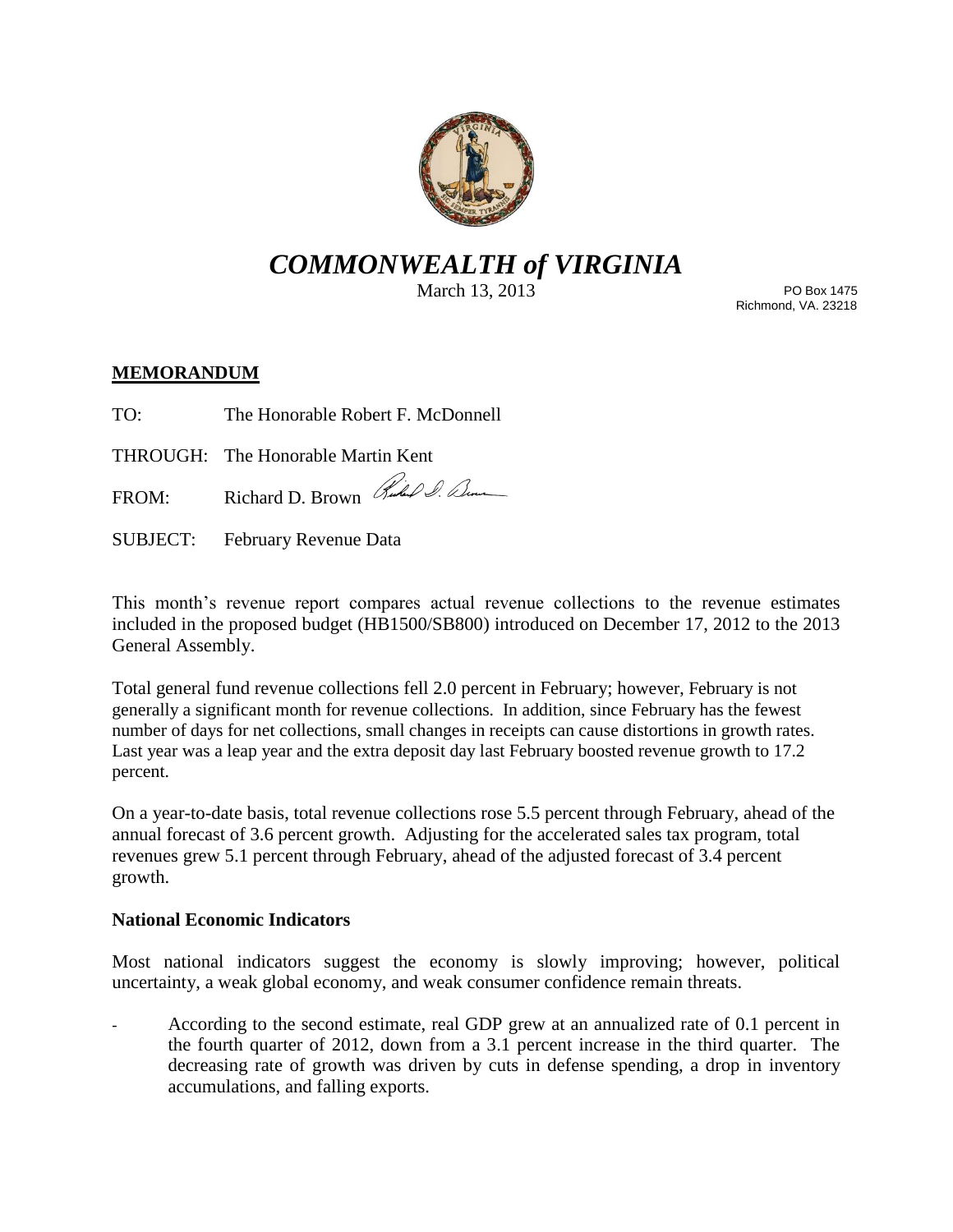# *COMMONWEALTH of VIRGINIA*

March 13, 2013

PO Box 1475
Richmond, VA. 23218

**MEMORANDUM**

TO: The Honorable Robert F. McDonnell

THROUGH: The Honorable Martin Kent

FROM: Richard D. Brown

SUBJECT: February Revenue Data

This month's revenue report compares actual revenue collections to the revenue estimates included in the proposed budget (HB1500/SB800) introduced on December 17, 2012 to the 2013 General Assembly.

Total general fund revenue collections fell 2.0 percent in February; however, February is not generally a significant month for revenue collections. In addition, since February has the fewest number of days for net collections, small changes in receipts can cause distortions in growth rates. Last year was a leap year and the extra deposit day last February boosted revenue growth to 17.2 percent.

On a year-to-date basis, total revenue collections rose 5.5 percent through February, ahead of the annual forecast of 3.6 percent growth. Adjusting for the accelerated sales tax program, total revenues grew 5.1 percent through February, ahead of the adjusted forecast of 3.4 percent growth.

**National Economic Indicators**

Most national indicators suggest the economy is slowly improving; however, political uncertainty, a weak global economy, and weak consumer confidence remain threats.

- According to the second estimate, real GDP grew at an annualized rate of 0.1 percent in the fourth quarter of 2012, down from a 3.1 percent increase in the third quarter. The decreasing rate of growth was driven by cuts in defense spending, a drop in inventory accumulations, and falling exports.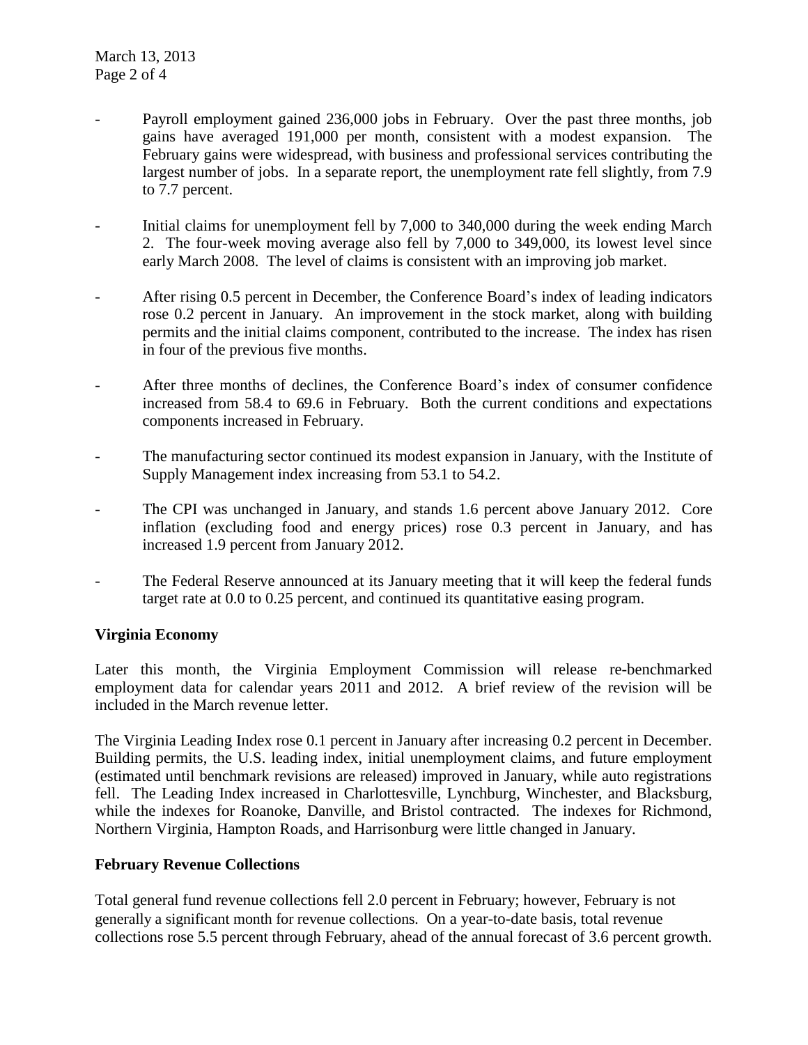- Payroll employment gained 236,000 jobs in February. Over the past three months, job gains have averaged 191,000 per month, consistent with a modest expansion. The February gains were widespread, with business and professional services contributing the largest number of jobs. In a separate report, the unemployment rate fell slightly, from 7.9 to 7.7 percent.

- Initial claims for unemployment fell by 7,000 to 340,000 during the week ending March 2. The four-week moving average also fell by 7,000 to 349,000, its lowest level since early March 2008. The level of claims is consistent with an improving job market.

- After rising 0.5 percent in December, the Conference Board's index of leading indicators rose 0.2 percent in January. An improvement in the stock market, along with building permits and the initial claims component, contributed to the increase. The index has risen in four of the previous five months.

- After three months of declines, the Conference Board's index of consumer confidence increased from 58.4 to 69.6 in February. Both the current conditions and expectations components increased in February.

- The manufacturing sector continued its modest expansion in January, with the Institute of Supply Management index increasing from 53.1 to 54.2.

- The CPI was unchanged in January, and stands 1.6 percent above January 2012. Core inflation (excluding food and energy prices) rose 0.3 percent in January, and has increased 1.9 percent from January 2012.

- The Federal Reserve announced at its January meeting that it will keep the federal funds target rate at 0.0 to 0.25 percent, and continued its quantitative easing program.

**Virginia Economy**

Later this month, the Virginia Employment Commission will release re-benchmarked employment data for calendar years 2011 and 2012. A brief review of the revision will be included in the March revenue letter.

The Virginia Leading Index rose 0.1 percent in January after increasing 0.2 percent in December. Building permits, the U.S. leading index, initial unemployment claims, and future employment (estimated until benchmark revisions are released) improved in January, while auto registrations fell. The Leading Index increased in Charlottesville, Lynchburg, Winchester, and Blacksburg, while the indexes for Roanoke, Danville, and Bristol contracted. The indexes for Richmond, Northern Virginia, Hampton Roads, and Harrisonburg were little changed in January.

**February Revenue Collections**

Total general fund revenue collections fell 2.0 percent in February; however, February is not generally a significant month for revenue collections. On a year-to-date basis, total revenue collections rose 5.5 percent through February, ahead of the annual forecast of 3.6 percent growth.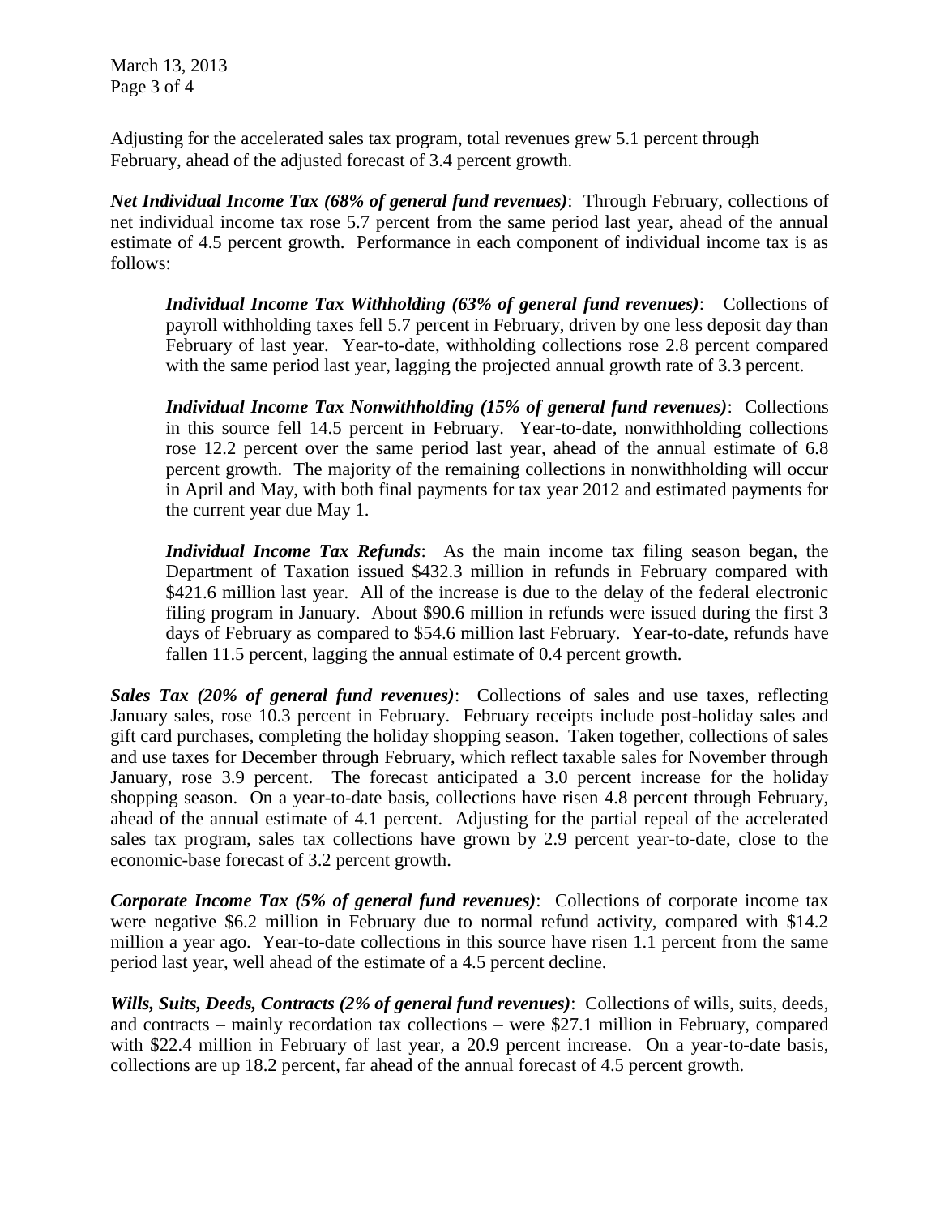Adjusting for the accelerated sales tax program, total revenues grew 5.1 percent through February, ahead of the adjusted forecast of 3.4 percent growth.

***Net Individual Income Tax (68% of general fund revenues)***: Through February, collections of net individual income tax rose 5.7 percent from the same period last year, ahead of the annual estimate of 4.5 percent growth. Performance in each component of individual income tax is as follows:

> ***Individual Income Tax Withholding (63% of general fund revenues)***: Collections of payroll withholding taxes fell 5.7 percent in February, driven by one less deposit day than February of last year. Year-to-date, withholding collections rose 2.8 percent compared with the same period last year, lagging the projected annual growth rate of 3.3 percent.
>
> ***Individual Income Tax Nonwithholding (15% of general fund revenues)***: Collections in this source fell 14.5 percent in February. Year-to-date, nonwithholding collections rose 12.2 percent over the same period last year, ahead of the annual estimate of 6.8 percent growth. The majority of the remaining collections in nonwithholding will occur in April and May, with both final payments for tax year 2012 and estimated payments for the current year due May 1.
>
> ***Individual Income Tax Refunds***: As the main income tax filing season began, the Department of Taxation issued $432.3 million in refunds in February compared with $421.6 million last year. All of the increase is due to the delay of the federal electronic filing program in January. About $90.6 million in refunds were issued during the first 3 days of February as compared to $54.6 million last February. Year-to-date, refunds have fallen 11.5 percent, lagging the annual estimate of 0.4 percent growth.

***Sales Tax (20% of general fund revenues)***: Collections of sales and use taxes, reflecting January sales, rose 10.3 percent in February. February receipts include post-holiday sales and gift card purchases, completing the holiday shopping season. Taken together, collections of sales and use taxes for December through February, which reflect taxable sales for November through January, rose 3.9 percent. The forecast anticipated a 3.0 percent increase for the holiday shopping season. On a year-to-date basis, collections have risen 4.8 percent through February, ahead of the annual estimate of 4.1 percent. Adjusting for the partial repeal of the accelerated sales tax program, sales tax collections have grown by 2.9 percent year-to-date, close to the economic-base forecast of 3.2 percent growth.

***Corporate Income Tax (5% of general fund revenues)***: Collections of corporate income tax were negative $6.2 million in February due to normal refund activity, compared with $14.2 million a year ago. Year-to-date collections in this source have risen 1.1 percent from the same period last year, well ahead of the estimate of a 4.5 percent decline.

***Wills, Suits, Deeds, Contracts (2% of general fund revenues)***: Collections of wills, suits, deeds, and contracts – mainly recordation tax collections – were $27.1 million in February, compared with $22.4 million in February of last year, a 20.9 percent increase. On a year-to-date basis, collections are up 18.2 percent, far ahead of the annual forecast of 4.5 percent growth.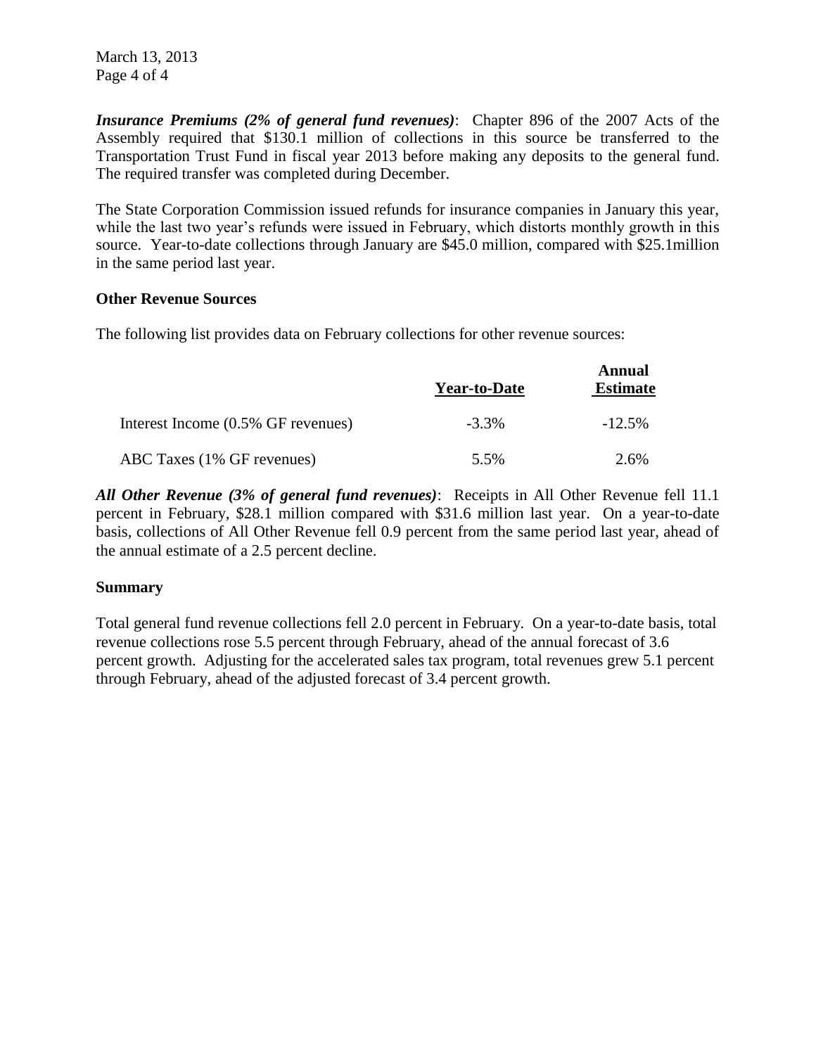***Insurance Premiums (2% of general fund revenues)***: Chapter 896 of the 2007 Acts of the Assembly required that $130.1 million of collections in this source be transferred to the Transportation Trust Fund in fiscal year 2013 before making any deposits to the general fund. The required transfer was completed during December.

The State Corporation Commission issued refunds for insurance companies in January this year, while the last two year's refunds were issued in February, which distorts monthly growth in this source. Year-to-date collections through January are $45.0 million, compared with $25.1million in the same period last year.

**Other Revenue Sources**

The following list provides data on February collections for other revenue sources:

| | Year-to-Date | Annual Estimate |
|---|---|---|
| Interest Income (0.5% GF revenues) | -3.3% | -12.5% |
| ABC Taxes (1% GF revenues) | 5.5% | 2.6% |

***All Other Revenue (3% of general fund revenues)***: Receipts in All Other Revenue fell 11.1 percent in February, $28.1 million compared with $31.6 million last year. On a year-to-date basis, collections of All Other Revenue fell 0.9 percent from the same period last year, ahead of the annual estimate of a 2.5 percent decline.

**Summary**

Total general fund revenue collections fell 2.0 percent in February. On a year-to-date basis, total revenue collections rose 5.5 percent through February, ahead of the annual forecast of 3.6 percent growth. Adjusting for the accelerated sales tax program, total revenues grew 5.1 percent through February, ahead of the adjusted forecast of 3.4 percent growth.